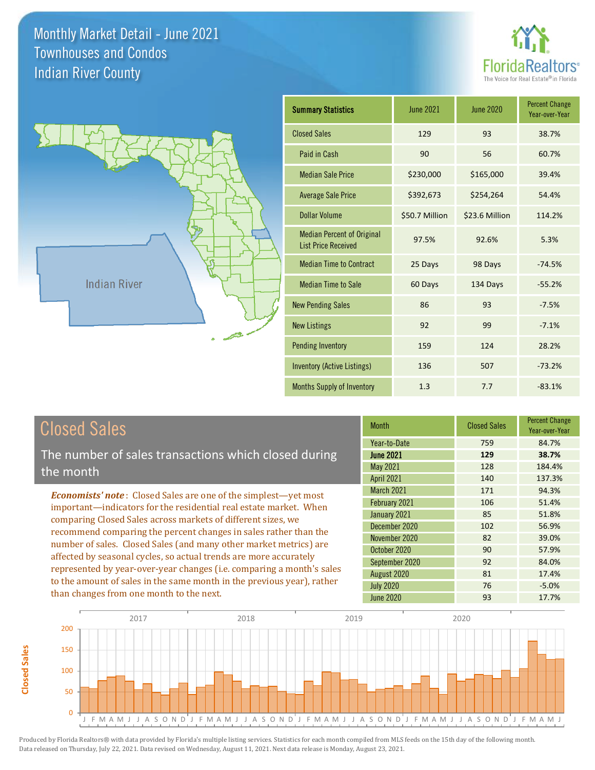# Monthly Market Detail - June 2021
## Townhouses and Condos
## Indian River County

FloridaRealtors® The Voice for Real Estate® in Florida

Indian River

| Summary Statistics | June 2021 | June 2020 | Percent Change Year-over-Year |
|---|---|---|---|
| Closed Sales | 129 | 93 | 38.7% |
| Paid in Cash | 90 | 56 | 60.7% |
| Median Sale Price | $230,000 | $165,000 | 39.4% |
| Average Sale Price | $392,673 | $254,264 | 54.4% |
| Dollar Volume | $50.7 Million | $23.6 Million | 114.2% |
| Median Percent of Original List Price Received | 97.5% | 92.6% | 5.3% |
| Median Time to Contract | 25 Days | 98 Days | -74.5% |
| Median Time to Sale | 60 Days | 134 Days | -55.2% |
| New Pending Sales | 86 | 93 | -7.5% |
| New Listings | 92 | 99 | -7.1% |
| Pending Inventory | 159 | 124 | 28.2% |
| Inventory (Active Listings) | 136 | 507 | -73.2% |
| Months Supply of Inventory | 1.3 | 7.7 | -83.1% |

## Closed Sales

The number of sales transactions which closed during the month

*Economists' note*: Closed Sales are one of the simplest—yet most important—indicators for the residential real estate market. When comparing Closed Sales across markets of different sizes, we recommend comparing the percent changes in sales rather than the number of sales. Closed Sales (and many other market metrics) are affected by seasonal cycles, so actual trends are more accurately represented by year-over-year changes (i.e. comparing a month's sales to the amount of sales in the same month in the previous year), rather than changes from one month to the next.

| Month | Closed Sales | Percent Change Year-over-Year |
|---|---|---|
| Year-to-Date | 759 | 84.7% |
| **June 2021** | **129** | **38.7%** |
| May 2021 | 128 | 184.4% |
| April 2021 | 140 | 137.3% |
| March 2021 | 171 | 94.3% |
| February 2021 | 106 | 51.4% |
| January 2021 | 85 | 51.8% |
| December 2020 | 102 | 56.9% |
| November 2020 | 82 | 39.0% |
| October 2020 | 90 | 57.9% |
| September 2020 | 92 | 84.0% |
| August 2020 | 81 | 17.4% |
| July 2020 | 76 | -5.0% |
| June 2020 | 93 | 17.7% |

Produced by Florida Realtors® with data provided by Florida's multiple listing services. Statistics for each month compiled from MLS feeds on the 15th day of the following month. Data released on Thursday, July 22, 2021. Data revised on Wednesday, August 11, 2021. Next data release is Monday, August 23, 2021.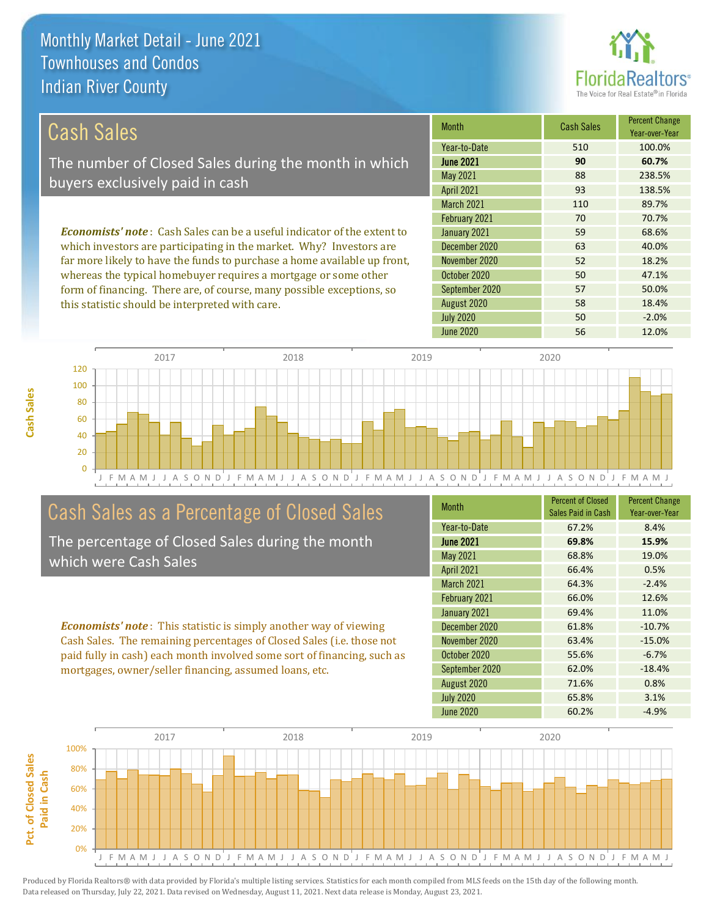# Monthly Market Detail - June 2021
## Townhouses and Condos
## Indian River County

## Cash Sales

The number of Closed Sales during the month in which buyers exclusively paid in cash

***Economists' note*** : Cash Sales can be a useful indicator of the extent to which investors are participating in the market. Why? Investors are far more likely to have the funds to purchase a home available up front, whereas the typical homebuyer requires a mortgage or some other form of financing. There are, of course, many possible exceptions, so this statistic should be interpreted with care.

| Month | Cash Sales | Percent Change Year-over-Year |
|---|---|---|
| Year-to-Date | 510 | 100.0% |
| **June 2021** | **90** | **60.7%** |
| May 2021 | 88 | 238.5% |
| April 2021 | 93 | 138.5% |
| March 2021 | 110 | 89.7% |
| February 2021 | 70 | 70.7% |
| January 2021 | 59 | 68.6% |
| December 2020 | 63 | 40.0% |
| November 2020 | 52 | 18.2% |
| October 2020 | 50 | 47.1% |
| September 2020 | 57 | 50.0% |
| August 2020 | 58 | 18.4% |
| July 2020 | 50 | -2.0% |
| June 2020 | 56 | 12.0% |

## Cash Sales as a Percentage of Closed Sales

The percentage of Closed Sales during the month which were Cash Sales

***Economists' note*** : This statistic is simply another way of viewing Cash Sales. The remaining percentages of Closed Sales (i.e. those not paid fully in cash) each month involved some sort of financing, such as mortgages, owner/seller financing, assumed loans, etc.

| Month | Percent of Closed Sales Paid in Cash | Percent Change Year-over-Year |
|---|---|---|
| Year-to-Date | 67.2% | 8.4% |
| **June 2021** | **69.8%** | **15.9%** |
| May 2021 | 68.8% | 19.0% |
| April 2021 | 66.4% | 0.5% |
| March 2021 | 64.3% | -2.4% |
| February 2021 | 66.0% | 12.6% |
| January 2021 | 69.4% | 11.0% |
| December 2020 | 61.8% | -10.7% |
| November 2020 | 63.4% | -15.0% |
| October 2020 | 55.6% | -6.7% |
| September 2020 | 62.0% | -18.4% |
| August 2020 | 71.6% | 0.8% |
| July 2020 | 65.8% | 3.1% |
| June 2020 | 60.2% | -4.9% |

Produced by Florida Realtors® with data provided by Florida's multiple listing services. Statistics for each month compiled from MLS feeds on the 15th day of the following month. Data released on Thursday, July 22, 2021. Data revised on Wednesday, August 11, 2021. Next data release is Monday, August 23, 2021.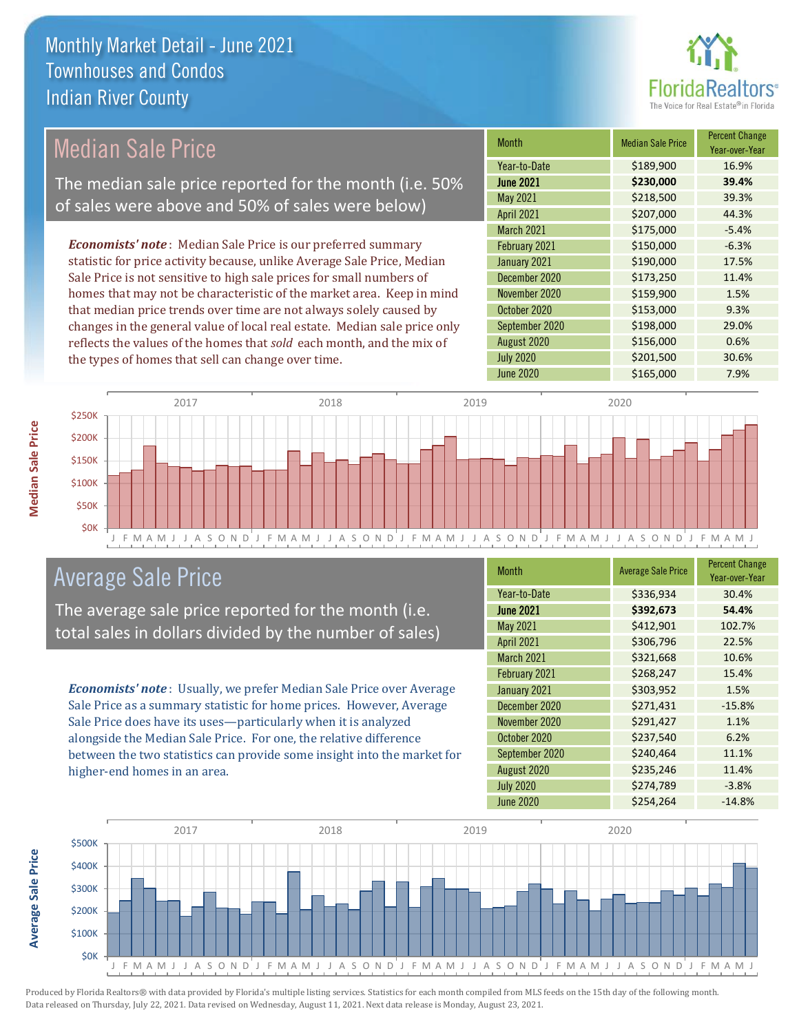# Monthly Market Detail - June 2021
## Townhouses and Condos
## Indian River County

## Median Sale Price

The median sale price reported for the month (i.e. 50% of sales were above and 50% of sales were below)

*Economists' note*: Median Sale Price is our preferred summary statistic for price activity because, unlike Average Sale Price, Median Sale Price is not sensitive to high sale prices for small numbers of homes that may not be characteristic of the market area. Keep in mind that median price trends over time are not always solely caused by changes in the general value of local real estate. Median sale price only reflects the values of the homes that *sold* each month, and the mix of the types of homes that sell can change over time.

| Month | Median Sale Price | Percent Change Year-over-Year |
|---|---|---|
| Year-to-Date | $189,900 | 16.9% |
| **June 2021** | **$230,000** | **39.4%** |
| May 2021 | $218,500 | 39.3% |
| April 2021 | $207,000 | 44.3% |
| March 2021 | $175,000 | -5.4% |
| February 2021 | $150,000 | -6.3% |
| January 2021 | $190,000 | 17.5% |
| December 2020 | $173,250 | 11.4% |
| November 2020 | $159,900 | 1.5% |
| October 2020 | $153,000 | 9.3% |
| September 2020 | $198,000 | 29.0% |
| August 2020 | $156,000 | 0.6% |
| July 2020 | $201,500 | 30.6% |
| June 2020 | $165,000 | 7.9% |

## Average Sale Price

The average sale price reported for the month (i.e. total sales in dollars divided by the number of sales)

*Economists' note*: Usually, we prefer Median Sale Price over Average Sale Price as a summary statistic for home prices. However, Average Sale Price does have its uses—particularly when it is analyzed alongside the Median Sale Price. For one, the relative difference between the two statistics can provide some insight into the market for higher-end homes in an area.

| Month | Average Sale Price | Percent Change Year-over-Year |
|---|---|---|
| Year-to-Date | $336,934 | 30.4% |
| **June 2021** | **$392,673** | **54.4%** |
| May 2021 | $412,901 | 102.7% |
| April 2021 | $306,796 | 22.5% |
| March 2021 | $321,668 | 10.6% |
| February 2021 | $268,247 | 15.4% |
| January 2021 | $303,952 | 1.5% |
| December 2020 | $271,431 | -15.8% |
| November 2020 | $291,427 | 1.1% |
| October 2020 | $237,540 | 6.2% |
| September 2020 | $240,464 | 11.1% |
| August 2020 | $235,246 | 11.4% |
| July 2020 | $274,789 | -3.8% |
| June 2020 | $254,264 | -14.8% |

Produced by Florida Realtors® with data provided by Florida's multiple listing services. Statistics for each month compiled from MLS feeds on the 15th day of the following month. Data released on Thursday, July 22, 2021. Data revised on Wednesday, August 11, 2021. Next data release is Monday, August 23, 2021.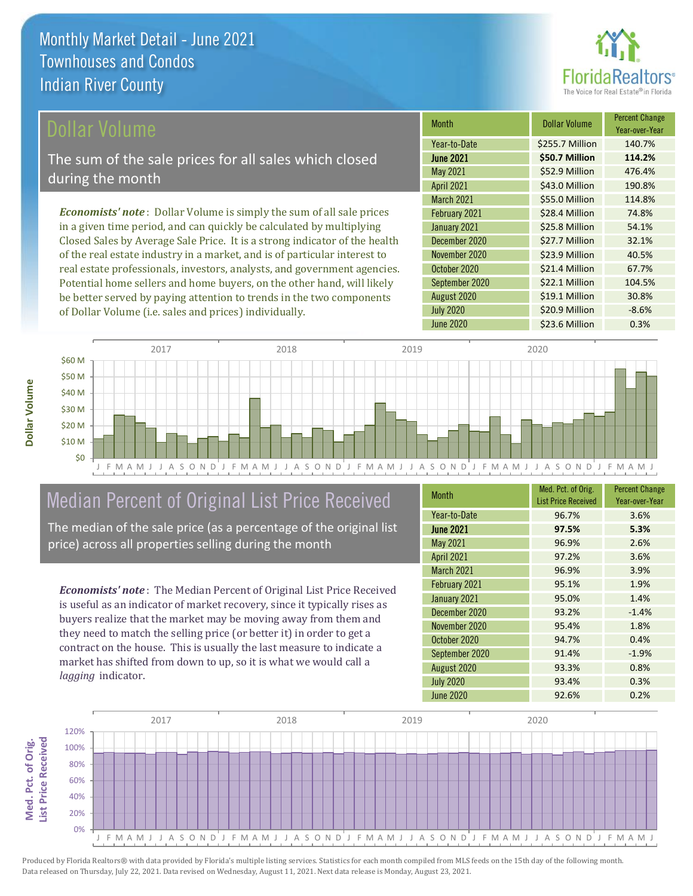# Monthly Market Detail - June 2021
## Townhouses and Condos
## Indian River County

## Dollar Volume

The sum of the sale prices for all sales which closed during the month

***Economists' note***: Dollar Volume is simply the sum of all sale prices in a given time period, and can quickly be calculated by multiplying Closed Sales by Average Sale Price. It is a strong indicator of the health of the real estate industry in a market, and is of particular interest to real estate professionals, investors, analysts, and government agencies. Potential home sellers and home buyers, on the other hand, will likely be better served by paying attention to trends in the two components of Dollar Volume (i.e. sales and prices) individually.

| Month | Dollar Volume | Percent Change Year-over-Year |
|---|---|---|
| Year-to-Date | $255.7 Million | 140.7% |
| **June 2021** | **$50.7 Million** | **114.2%** |
| May 2021 | $52.9 Million | 476.4% |
| April 2021 | $43.0 Million | 190.8% |
| March 2021 | $55.0 Million | 114.8% |
| February 2021 | $28.4 Million | 74.8% |
| January 2021 | $25.8 Million | 54.1% |
| December 2020 | $27.7 Million | 32.1% |
| November 2020 | $23.9 Million | 40.5% |
| October 2020 | $21.4 Million | 67.7% |
| September 2020 | $22.1 Million | 104.5% |
| August 2020 | $19.1 Million | 30.8% |
| July 2020 | $20.9 Million | -8.6% |
| June 2020 | $23.6 Million | 0.3% |

## Median Percent of Original List Price Received

The median of the sale price (as a percentage of the original list price) across all properties selling during the month

***Economists' note***: The Median Percent of Original List Price Received is useful as an indicator of market recovery, since it typically rises as buyers realize that the market may be moving away from them and they need to match the selling price (or better it) in order to get a contract on the house. This is usually the last measure to indicate a market has shifted from down to up, so it is what we would call a *lagging* indicator.

| Month | Med. Pct. of Orig. List Price Received | Percent Change Year-over-Year |
|---|---|---|
| Year-to-Date | 96.7% | 3.6% |
| **June 2021** | **97.5%** | **5.3%** |
| May 2021 | 96.9% | 2.6% |
| April 2021 | 97.2% | 3.6% |
| March 2021 | 96.9% | 3.9% |
| February 2021 | 95.1% | 1.9% |
| January 2021 | 95.0% | 1.4% |
| December 2020 | 93.2% | -1.4% |
| November 2020 | 95.4% | 1.8% |
| October 2020 | 94.7% | 0.4% |
| September 2020 | 91.4% | -1.9% |
| August 2020 | 93.3% | 0.8% |
| July 2020 | 93.4% | 0.3% |
| June 2020 | 92.6% | 0.2% |

Produced by Florida Realtors® with data provided by Florida's multiple listing services. Statistics for each month compiled from MLS feeds on the 15th day of the following month. Data released on Thursday, July 22, 2021. Data revised on Wednesday, August 11, 2021. Next data release is Monday, August 23, 2021.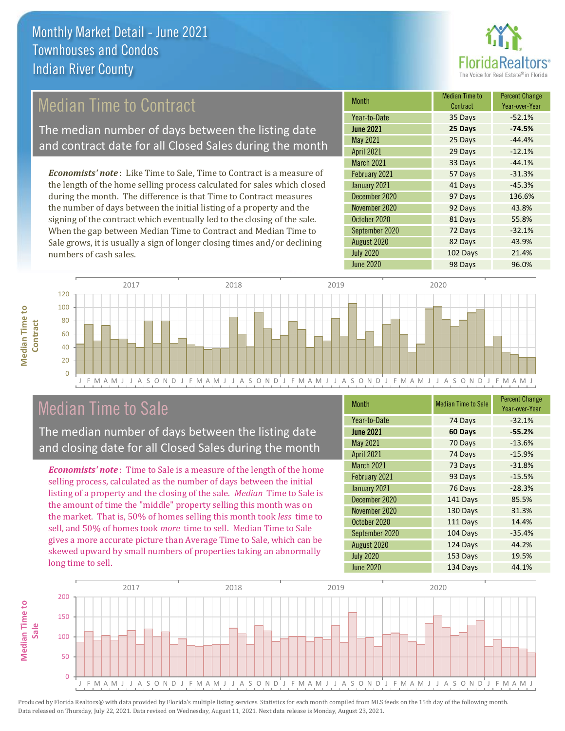# Monthly Market Detail - June 2021
## Townhouses and Condos
## Indian River County

## Median Time to Contract

The median number of days between the listing date and contract date for all Closed Sales during the month

*Economists' note*: Like Time to Sale, Time to Contract is a measure of the length of the home selling process calculated for sales which closed during the month. The difference is that Time to Contract measures the number of days between the initial listing of a property and the signing of the contract which eventually led to the closing of the sale. When the gap between Median Time to Contract and Median Time to Sale grows, it is usually a sign of longer closing times and/or declining numbers of cash sales.

| Month | Median Time to Contract | Percent Change Year-over-Year |
|---|---|---|
| Year-to-Date | 35 Days | -52.1% |
| **June 2021** | **25 Days** | **-74.5%** |
| May 2021 | 25 Days | -44.4% |
| April 2021 | 29 Days | -12.1% |
| March 2021 | 33 Days | -44.1% |
| February 2021 | 57 Days | -31.3% |
| January 2021 | 41 Days | -45.3% |
| December 2020 | 97 Days | 136.6% |
| November 2020 | 92 Days | 43.8% |
| October 2020 | 81 Days | 55.8% |
| September 2020 | 72 Days | -32.1% |
| August 2020 | 82 Days | 43.9% |
| July 2020 | 102 Days | 21.4% |
| June 2020 | 98 Days | 96.0% |

## Median Time to Sale

The median number of days between the listing date and closing date for all Closed Sales during the month

*Economists' note*: Time to Sale is a measure of the length of the home selling process, calculated as the number of days between the initial listing of a property and the closing of the sale. *Median* Time to Sale is the amount of time the "middle" property selling this month was on the market. That is, 50% of homes selling this month took *less* time to sell, and 50% of homes took *more* time to sell. Median Time to Sale gives a more accurate picture than Average Time to Sale, which can be skewed upward by small numbers of properties taking an abnormally long time to sell.

| Month | Median Time to Sale | Percent Change Year-over-Year |
|---|---|---|
| Year-to-Date | 74 Days | -32.1% |
| **June 2021** | **60 Days** | **-55.2%** |
| May 2021 | 70 Days | -13.6% |
| April 2021 | 74 Days | -15.9% |
| March 2021 | 73 Days | -31.8% |
| February 2021 | 93 Days | -15.5% |
| January 2021 | 76 Days | -28.3% |
| December 2020 | 141 Days | 85.5% |
| November 2020 | 130 Days | 31.3% |
| October 2020 | 111 Days | 14.4% |
| September 2020 | 104 Days | -35.4% |
| August 2020 | 124 Days | 44.2% |
| July 2020 | 153 Days | 19.5% |
| June 2020 | 134 Days | 44.1% |

Produced by Florida Realtors® with data provided by Florida's multiple listing services. Statistics for each month compiled from MLS feeds on the 15th day of the following month. Data released on Thursday, July 22, 2021. Data revised on Wednesday, August 11, 2021. Next data release is Monday, August 23, 2021.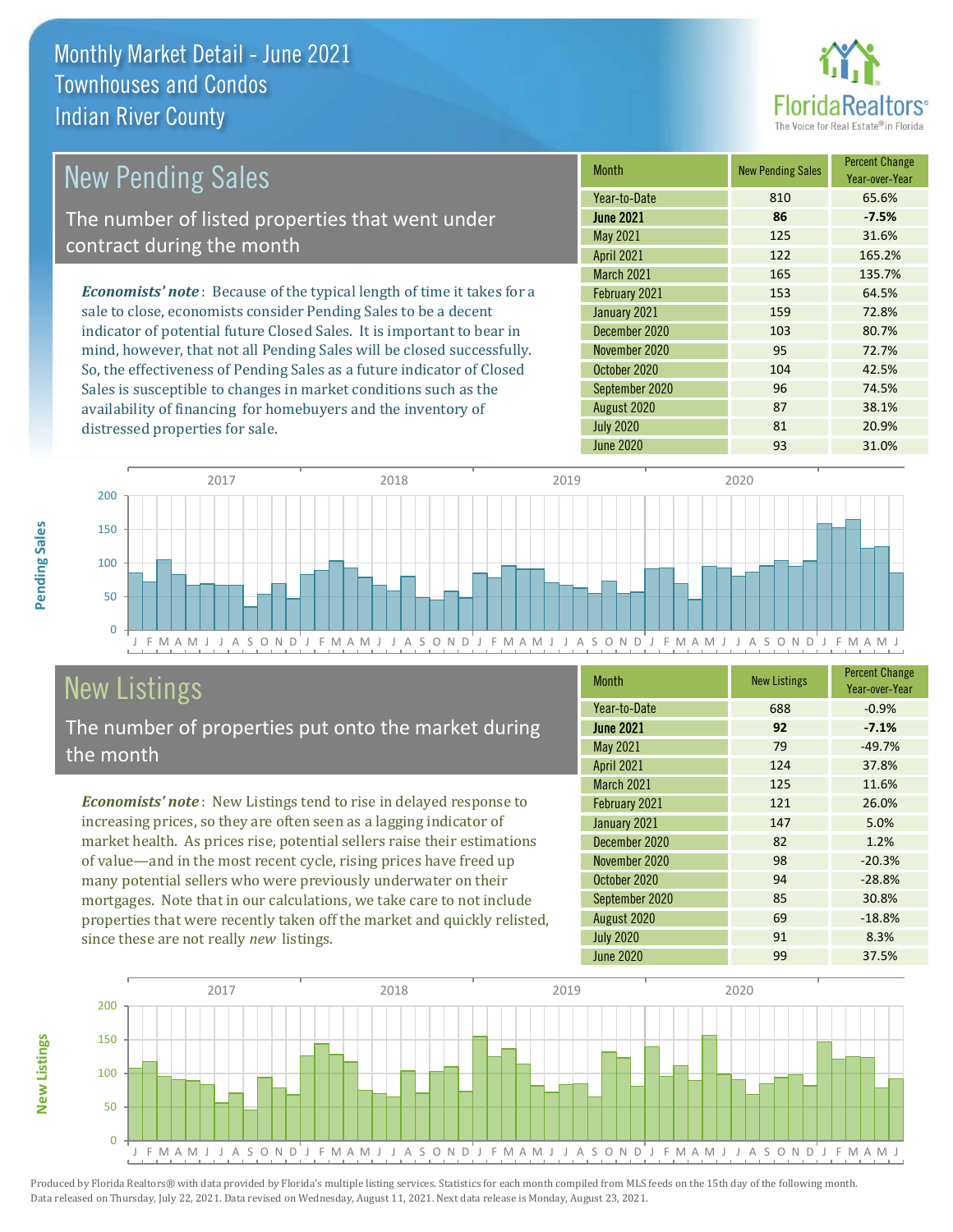# Monthly Market Detail - June 2021
## Townhouses and Condos
## Indian River County

## New Pending Sales

The number of listed properties that went under contract during the month

***Economists' note***: Because of the typical length of time it takes for a sale to close, economists consider Pending Sales to be a decent indicator of potential future Closed Sales. It is important to bear in mind, however, that not all Pending Sales will be closed successfully. So, the effectiveness of Pending Sales as a future indicator of Closed Sales is susceptible to changes in market conditions such as the availability of financing for homebuyers and the inventory of distressed properties for sale.

| Month | New Pending Sales | Percent Change Year-over-Year |
|---|---|---|
| Year-to-Date | 810 | 65.6% |
| **June 2021** | **86** | **-7.5%** |
| May 2021 | 125 | 31.6% |
| April 2021 | 122 | 165.2% |
| March 2021 | 165 | 135.7% |
| February 2021 | 153 | 64.5% |
| January 2021 | 159 | 72.8% |
| December 2020 | 103 | 80.7% |
| November 2020 | 95 | 72.7% |
| October 2020 | 104 | 42.5% |
| September 2020 | 96 | 74.5% |
| August 2020 | 87 | 38.1% |
| July 2020 | 81 | 20.9% |
| June 2020 | 93 | 31.0% |

## New Listings

The number of properties put onto the market during the month

***Economists' note***: New Listings tend to rise in delayed response to increasing prices, so they are often seen as a lagging indicator of market health. As prices rise, potential sellers raise their estimations of value—and in the most recent cycle, rising prices have freed up many potential sellers who were previously underwater on their mortgages. Note that in our calculations, we take care to not include properties that were recently taken off the market and quickly relisted, since these are not really *new* listings.

| Month | New Listings | Percent Change Year-over-Year |
|---|---|---|
| Year-to-Date | 688 | -0.9% |
| **June 2021** | **92** | **-7.1%** |
| May 2021 | 79 | -49.7% |
| April 2021 | 124 | 37.8% |
| March 2021 | 125 | 11.6% |
| February 2021 | 121 | 26.0% |
| January 2021 | 147 | 5.0% |
| December 2020 | 82 | 1.2% |
| November 2020 | 98 | -20.3% |
| October 2020 | 94 | -28.8% |
| September 2020 | 85 | 30.8% |
| August 2020 | 69 | -18.8% |
| July 2020 | 91 | 8.3% |
| June 2020 | 99 | 37.5% |

Produced by Florida Realtors® with data provided by Florida's multiple listing services. Statistics for each month compiled from MLS feeds on the 15th day of the following month. Data released on Thursday, July 22, 2021. Data revised on Wednesday, August 11, 2021. Next data release is Monday, August 23, 2021.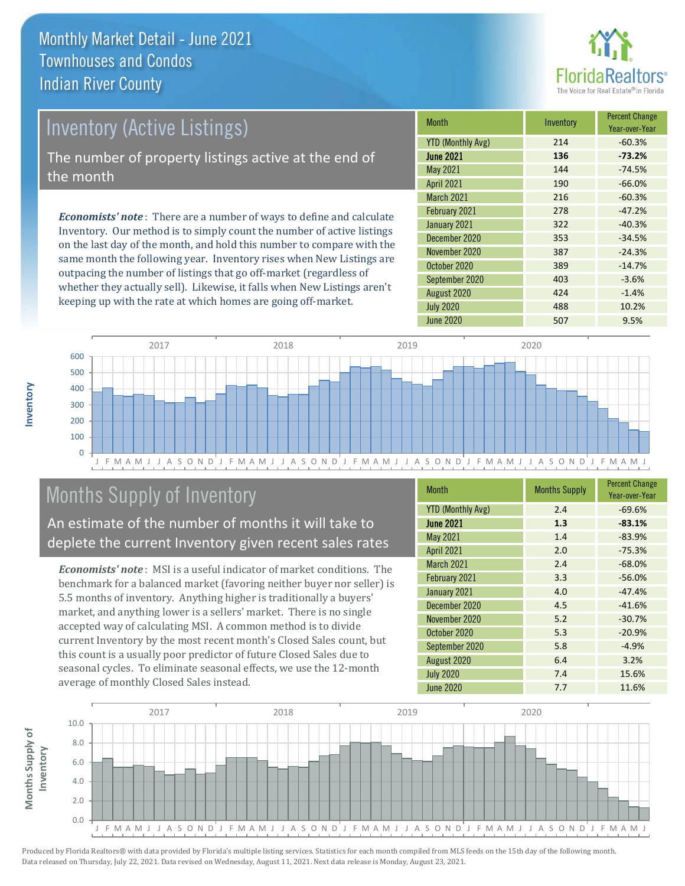Monthly Market Detail - June 2021
Townhouses and Condos
Indian River County

## Inventory (Active Listings)

The number of property listings active at the end of the month

***Economists' note***: There are a number of ways to define and calculate Inventory. Our method is to simply count the number of active listings on the last day of the month, and hold this number to compare with the same month the following year. Inventory rises when New Listings are outpacing the number of listings that go off-market (regardless of whether they actually sell). Likewise, it falls when New Listings aren't keeping up with the rate at which homes are going off-market.

| Month | Inventory | Percent Change Year-over-Year |
|---|---|---|
| YTD (Monthly Avg) | 214 | -60.3% |
| **June 2021** | **136** | **-73.2%** |
| May 2021 | 144 | -74.5% |
| April 2021 | 190 | -66.0% |
| March 2021 | 216 | -60.3% |
| February 2021 | 278 | -47.2% |
| January 2021 | 322 | -40.3% |
| December 2020 | 353 | -34.5% |
| November 2020 | 387 | -24.3% |
| October 2020 | 389 | -14.7% |
| September 2020 | 403 | -3.6% |
| August 2020 | 424 | -1.4% |
| July 2020 | 488 | 10.2% |
| June 2020 | 507 | 9.5% |

## Months Supply of Inventory

An estimate of the number of months it will take to deplete the current Inventory given recent sales rates

***Economists' note***: MSI is a useful indicator of market conditions. The benchmark for a balanced market (favoring neither buyer nor seller) is 5.5 months of inventory. Anything higher is traditionally a buyers' market, and anything lower is a sellers' market. There is no single accepted way of calculating MSI. A common method is to divide current Inventory by the most recent month's Closed Sales count, but this count is a usually poor predictor of future Closed Sales due to seasonal cycles. To eliminate seasonal effects, we use the 12-month average of monthly Closed Sales instead.

| Month | Months Supply | Percent Change Year-over-Year |
|---|---|---|
| YTD (Monthly Avg) | 2.4 | -69.6% |
| **June 2021** | **1.3** | **-83.1%** |
| May 2021 | 1.4 | -83.9% |
| April 2021 | 2.0 | -75.3% |
| March 2021 | 2.4 | -68.0% |
| February 2021 | 3.3 | -56.0% |
| January 2021 | 4.0 | -47.4% |
| December 2020 | 4.5 | -41.6% |
| November 2020 | 5.2 | -30.7% |
| October 2020 | 5.3 | -20.9% |
| September 2020 | 5.8 | -4.9% |
| August 2020 | 6.4 | 3.2% |
| July 2020 | 7.4 | 15.6% |
| June 2020 | 7.7 | 11.6% |

Produced by Florida Realtors® with data provided by Florida's multiple listing services. Statistics for each month compiled from MLS feeds on the 15th day of the following month. Data released on Thursday, July 22, 2021. Data revised on Wednesday, August 11, 2021. Next data release is Monday, August 23, 2021.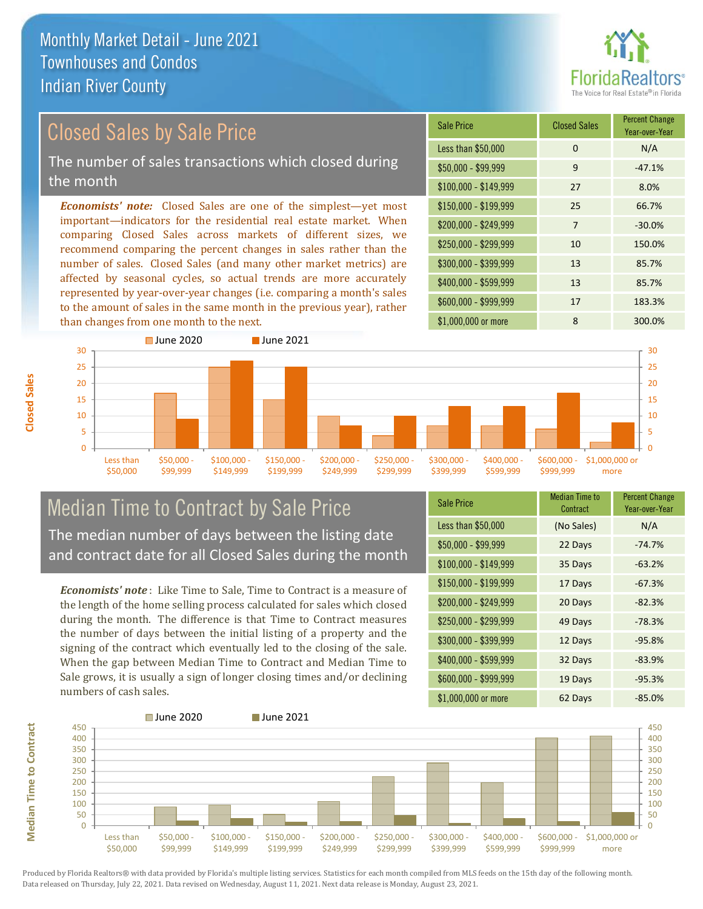# Monthly Market Detail - June 2021
## Townhouses and Condos
## Indian River County

## Closed Sales by Sale Price

The number of sales transactions which closed during the month

***Economists' note:*** Closed Sales are one of the simplest—yet most important—indicators for the residential real estate market. When comparing Closed Sales across markets of different sizes, we recommend comparing the percent changes in sales rather than the number of sales. Closed Sales (and many other market metrics) are affected by seasonal cycles, so actual trends are more accurately represented by year-over-year changes (i.e. comparing a month's sales to the amount of sales in the same month in the previous year), rather than changes from one month to the next.

| Sale Price | Closed Sales | Percent Change Year-over-Year |
|---|---|---|
| Less than $50,000 | 0 | N/A |
| $50,000 - $99,999 | 9 | -47.1% |
| $100,000 - $149,999 | 27 | 8.0% |
| $150,000 - $199,999 | 25 | 66.7% |
| $200,000 - $249,999 | 7 | -30.0% |
| $250,000 - $299,999 | 10 | 150.0% |
| $300,000 - $399,999 | 13 | 85.7% |
| $400,000 - $599,999 | 13 | 85.7% |
| $600,000 - $999,999 | 17 | 183.3% |
| $1,000,000 or more | 8 | 300.0% |

## Median Time to Contract by Sale Price

The median number of days between the listing date and contract date for all Closed Sales during the month

***Economists' note***: Like Time to Sale, Time to Contract is a measure of the length of the home selling process calculated for sales which closed during the month. The difference is that Time to Contract measures the number of days between the initial listing of a property and the signing of the contract which eventually led to the closing of the sale. When the gap between Median Time to Contract and Median Time to Sale grows, it is usually a sign of longer closing times and/or declining numbers of cash sales.

| Sale Price | Median Time to Contract | Percent Change Year-over-Year |
|---|---|---|
| Less than $50,000 | (No Sales) | N/A |
| $50,000 - $99,999 | 22 Days | -74.7% |
| $100,000 - $149,999 | 35 Days | -63.2% |
| $150,000 - $199,999 | 17 Days | -67.3% |
| $200,000 - $249,999 | 20 Days | -82.3% |
| $250,000 - $299,999 | 49 Days | -78.3% |
| $300,000 - $399,999 | 12 Days | -95.8% |
| $400,000 - $599,999 | 32 Days | -83.9% |
| $600,000 - $999,999 | 19 Days | -95.3% |
| $1,000,000 or more | 62 Days | -85.0% |

Produced by Florida Realtors® with data provided by Florida's multiple listing services. Statistics for each month compiled from MLS feeds on the 15th day of the following month. Data released on Thursday, July 22, 2021. Data revised on Wednesday, August 11, 2021. Next data release is Monday, August 23, 2021.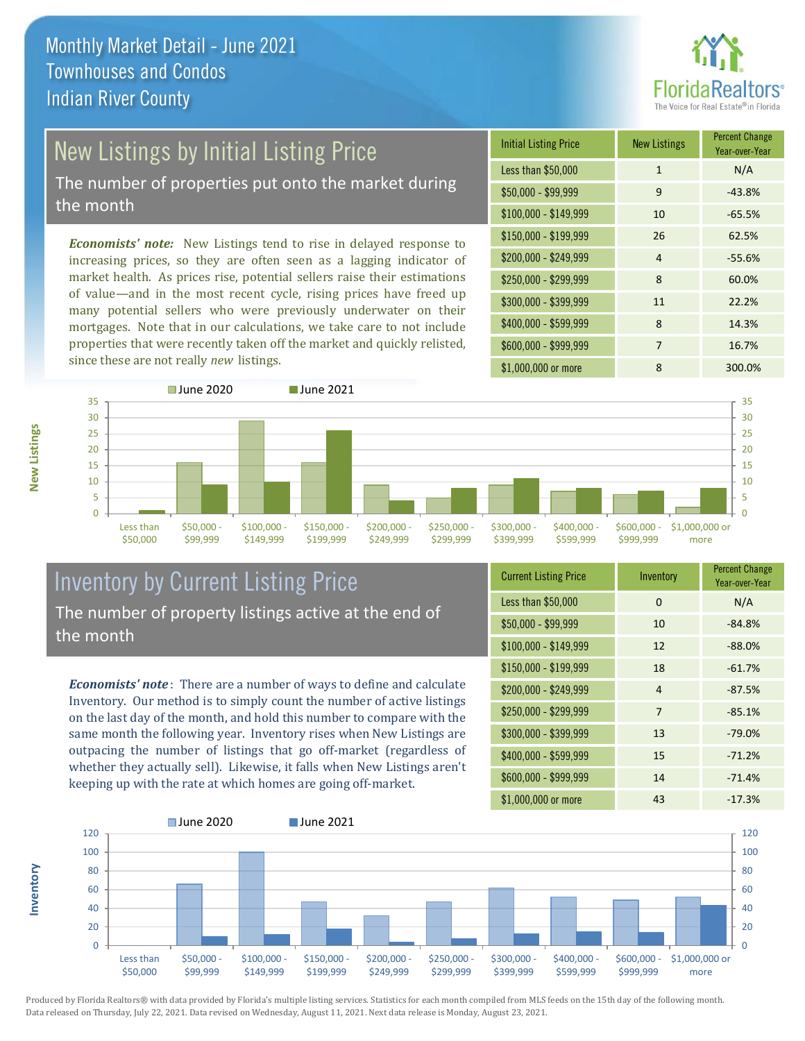# Monthly Market Detail - June 2021
## Townhouses and Condos
## Indian River County

## New Listings by Initial Listing Price

The number of properties put onto the market during the month

*Economists' note:* New Listings tend to rise in delayed response to increasing prices, so they are often seen as a lagging indicator of market health. As prices rise, potential sellers raise their estimations of value—and in the most recent cycle, rising prices have freed up many potential sellers who were previously underwater on their mortgages. Note that in our calculations, we take care to not include properties that were recently taken off the market and quickly relisted, since these are not really *new* listings.

| Initial Listing Price | New Listings | Percent Change Year-over-Year |
|---|---|---|
| Less than $50,000 | 1 | N/A |
| $50,000 - $99,999 | 9 | -43.8% |
| $100,000 - $149,999 | 10 | -65.5% |
| $150,000 - $199,999 | 26 | 62.5% |
| $200,000 - $249,999 | 4 | -55.6% |
| $250,000 - $299,999 | 8 | 60.0% |
| $300,000 - $399,999 | 11 | 22.2% |
| $400,000 - $599,999 | 8 | 14.3% |
| $600,000 - $999,999 | 7 | 16.7% |
| $1,000,000 or more | 8 | 300.0% |

## Inventory by Current Listing Price

The number of property listings active at the end of the month

*Economists' note*: There are a number of ways to define and calculate Inventory. Our method is to simply count the number of active listings on the last day of the month, and hold this number to compare with the same month the following year. Inventory rises when New Listings are outpacing the number of listings that go off-market (regardless of whether they actually sell). Likewise, it falls when New Listings aren't keeping up with the rate at which homes are going off-market.

| Current Listing Price | Inventory | Percent Change Year-over-Year |
|---|---|---|
| Less than $50,000 | 0 | N/A |
| $50,000 - $99,999 | 10 | -84.8% |
| $100,000 - $149,999 | 12 | -88.0% |
| $150,000 - $199,999 | 18 | -61.7% |
| $200,000 - $249,999 | 4 | -87.5% |
| $250,000 - $299,999 | 7 | -85.1% |
| $300,000 - $399,999 | 13 | -79.0% |
| $400,000 - $599,999 | 15 | -71.2% |
| $600,000 - $999,999 | 14 | -71.4% |
| $1,000,000 or more | 43 | -17.3% |

Produced by Florida Realtors® with data provided by Florida's multiple listing services. Statistics for each month compiled from MLS feeds on the 15th day of the following month. Data released on Thursday, July 22, 2021. Data revised on Wednesday, August 11, 2021. Next data release is Monday, August 23, 2021.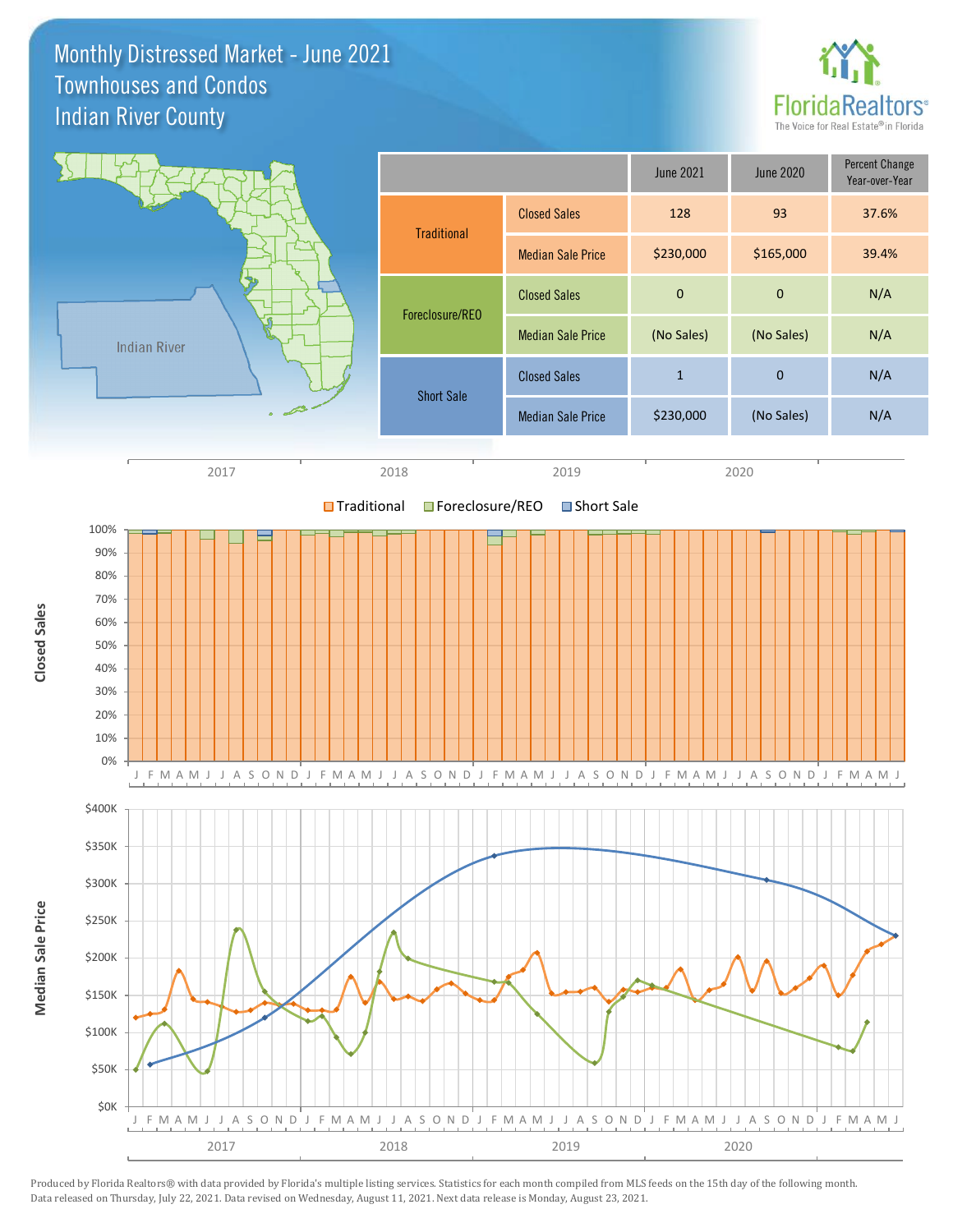# Monthly Distressed Market - June 2021
## Townhouses and Condos
## Indian River County

FloridaRealtors®
The Voice for Real Estate® in Florida

Indian River

| | | June 2021 | June 2020 | Percent Change Year-over-Year |
|---|---|---|---|---|
| Traditional | Closed Sales | 128 | 93 | 37.6% |
| | Median Sale Price | $230,000 | $165,000 | 39.4% |
| Foreclosure/REO | Closed Sales | 0 | 0 | N/A |
| | Median Sale Price | (No Sales) | (No Sales) | N/A |
| Short Sale | Closed Sales | 1 | 0 | N/A |
| | Median Sale Price | $230,000 | (No Sales) | N/A |

2017 2018 2019 2020

Traditional Foreclosure/REO Short Sale

Closed Sales

100% 90% 80% 70% 60% 50% 40% 30% 20% 10% 0%

J F M A M J J A S O N D J F M A M J J A S O N D J F M A M J J A S O N D J F M A M J J A S O N D J F M A M J

Median Sale Price

$400K $350K $300K $250K $200K $150K $100K $50K $0K

J F M A M J J A S O N D J F M A M J J A S O N D J F M A M J J A S O N D J F M A M J J A S O N D J F M A M J

2017 2018 2019 2020

Produced by Florida Realtors® with data provided by Florida's multiple listing services. Statistics for each month compiled from MLS feeds on the 15th day of the following month.
Data released on Thursday, July 22, 2021. Data revised on Wednesday, August 11, 2021. Next data release is Monday, August 23, 2021.